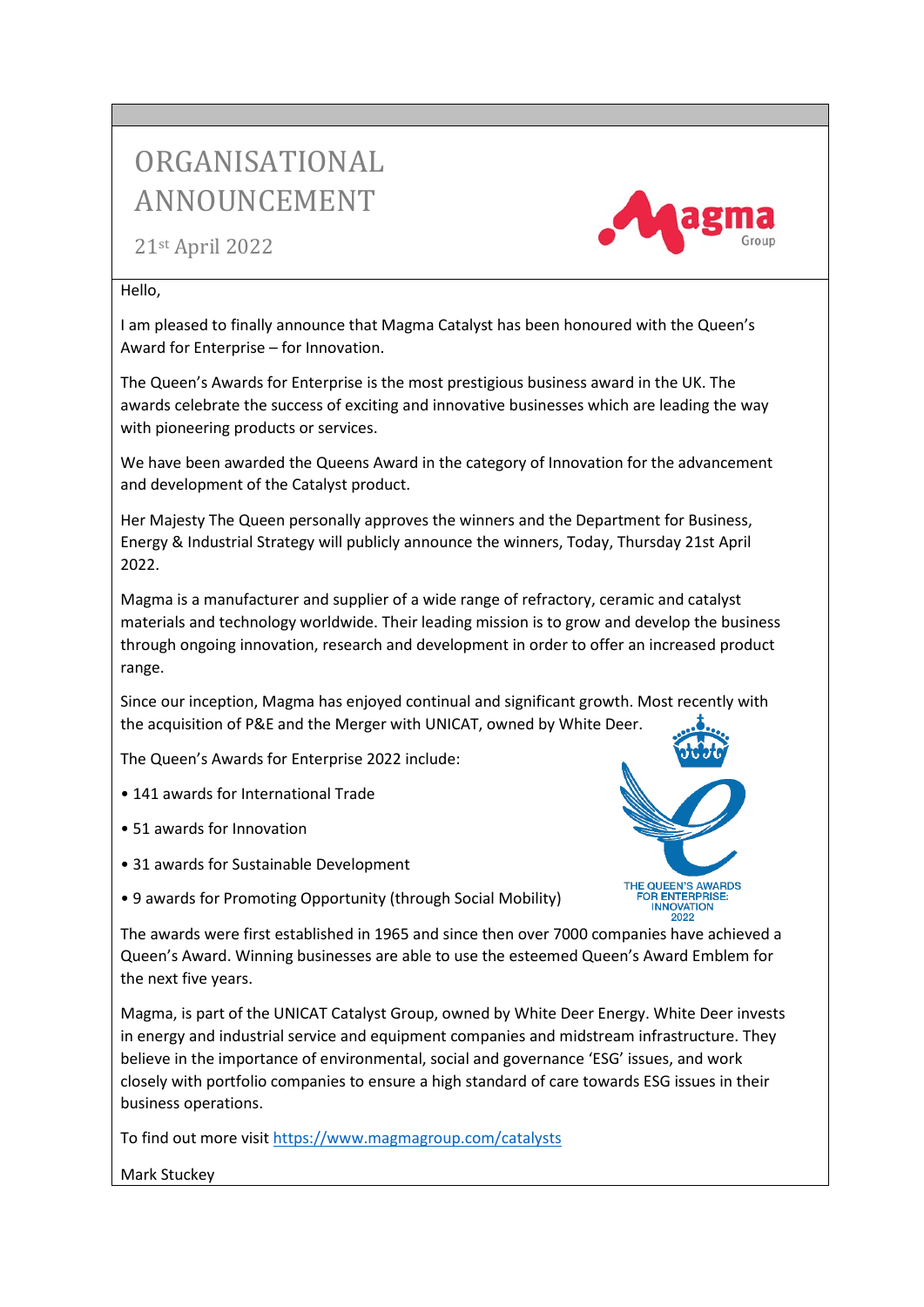# ORGANISATIONAL ANNOUNCEMENT

21st April 2022

Hello,

I am pleased to finally announce that Magma Catalyst has been honoured with the Queen's Award for Enterprise – for Innovation.

The Queen's Awards for Enterprise is the most prestigious business award in the UK. The awards celebrate the success of exciting and innovative businesses which are leading the way with pioneering products or services.

We have been awarded the Queens Award in the category of Innovation for the advancement and development of the Catalyst product.

Her Majesty The Queen personally approves the winners and the Department for Business, Energy & Industrial Strategy will publicly announce the winners, Today, Thursday 21st April 2022.

Magma is a manufacturer and supplier of a wide range of refractory, ceramic and catalyst materials and technology worldwide. Their leading mission is to grow and develop the business through ongoing innovation, research and development in order to offer an increased product range.

Since our inception, Magma has enjoyed continual and significant growth. Most recently with the acquisition of P&E and the Merger with UNICAT, owned by White Deer.

The Queen's Awards for Enterprise 2022 include:

• 141 awards for International Trade

• 51 awards for Innovation

• 31 awards for Sustainable Development

• 9 awards for Promoting Opportunity (through Social Mobility)

The awards were first established in 1965 and since then over 7000 companies have achieved a Queen's Award. Winning businesses are able to use the esteemed Queen's Award Emblem for the next five years.

Magma, is part of the UNICAT Catalyst Group, owned by White Deer Energy. White Deer invests in energy and industrial service and equipment companies and midstream infrastructure. They believe in the importance of environmental, social and governance 'ESG' issues, and work closely with portfolio companies to ensure a high standard of care towards ESG issues in their business operations.

To find out more visit https://www.magmagroup.com/catalysts

Mark Stuckey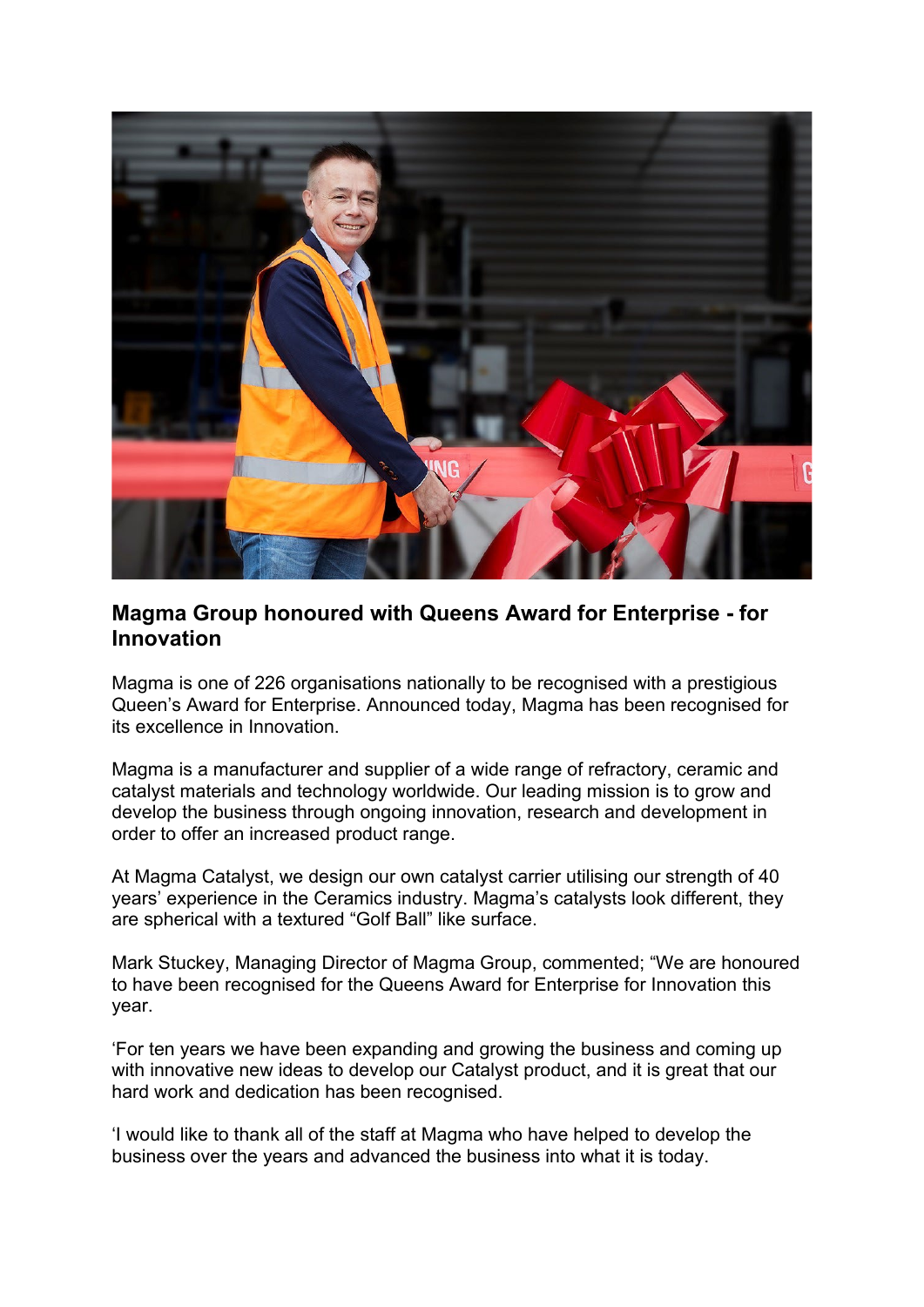## Magma Group honoured with Queens Award for Enterprise - for Innovation

Magma is one of 226 organisations nationally to be recognised with a prestigious Queen's Award for Enterprise. Announced today, Magma has been recognised for its excellence in Innovation.

Magma is a manufacturer and supplier of a wide range of refractory, ceramic and catalyst materials and technology worldwide. Our leading mission is to grow and develop the business through ongoing innovation, research and development in order to offer an increased product range.

At Magma Catalyst, we design our own catalyst carrier utilising our strength of 40 years' experience in the Ceramics industry. Magma's catalysts look different, they are spherical with a textured "Golf Ball" like surface.

Mark Stuckey, Managing Director of Magma Group, commented; "We are honoured to have been recognised for the Queens Award for Enterprise for Innovation this year.

'For ten years we have been expanding and growing the business and coming up with innovative new ideas to develop our Catalyst product, and it is great that our hard work and dedication has been recognised.

'I would like to thank all of the staff at Magma who have helped to develop the business over the years and advanced the business into what it is today.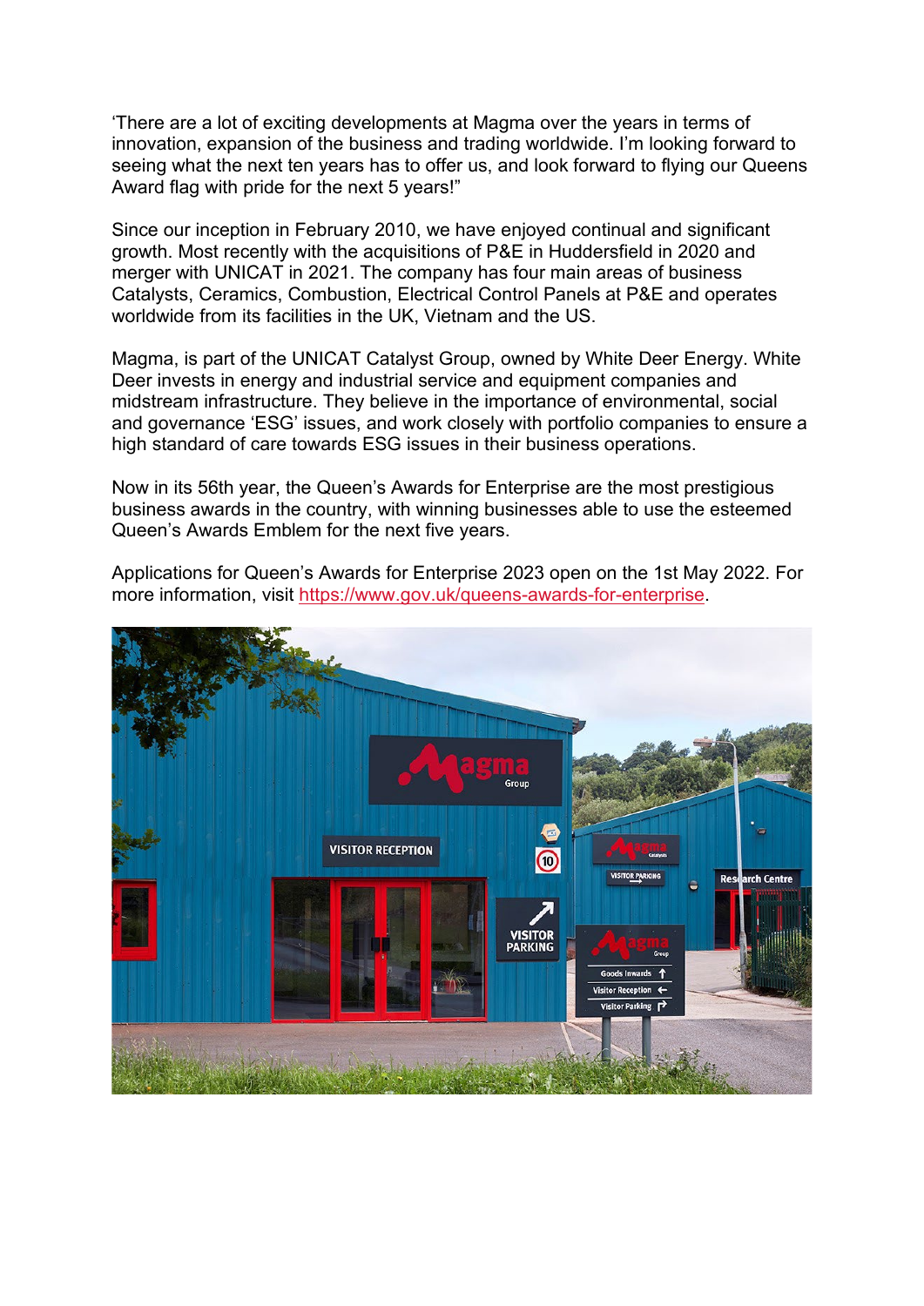'There are a lot of exciting developments at Magma over the years in terms of innovation, expansion of the business and trading worldwide. I'm looking forward to seeing what the next ten years has to offer us, and look forward to flying our Queens Award flag with pride for the next 5 years!"

Since our inception in February 2010, we have enjoyed continual and significant growth. Most recently with the acquisitions of P&E in Huddersfield in 2020 and merger with UNICAT in 2021. The company has four main areas of business Catalysts, Ceramics, Combustion, Electrical Control Panels at P&E and operates worldwide from its facilities in the UK, Vietnam and the US.

Magma, is part of the UNICAT Catalyst Group, owned by White Deer Energy. White Deer invests in energy and industrial service and equipment companies and midstream infrastructure. They believe in the importance of environmental, social and governance 'ESG' issues, and work closely with portfolio companies to ensure a high standard of care towards ESG issues in their business operations.

Now in its 56th year, the Queen's Awards for Enterprise are the most prestigious business awards in the country, with winning businesses able to use the esteemed Queen's Awards Emblem for the next five years.

Applications for Queen's Awards for Enterprise 2023 open on the 1st May 2022. For more information, visit https://www.gov.uk/queens-awards-for-enterprise.